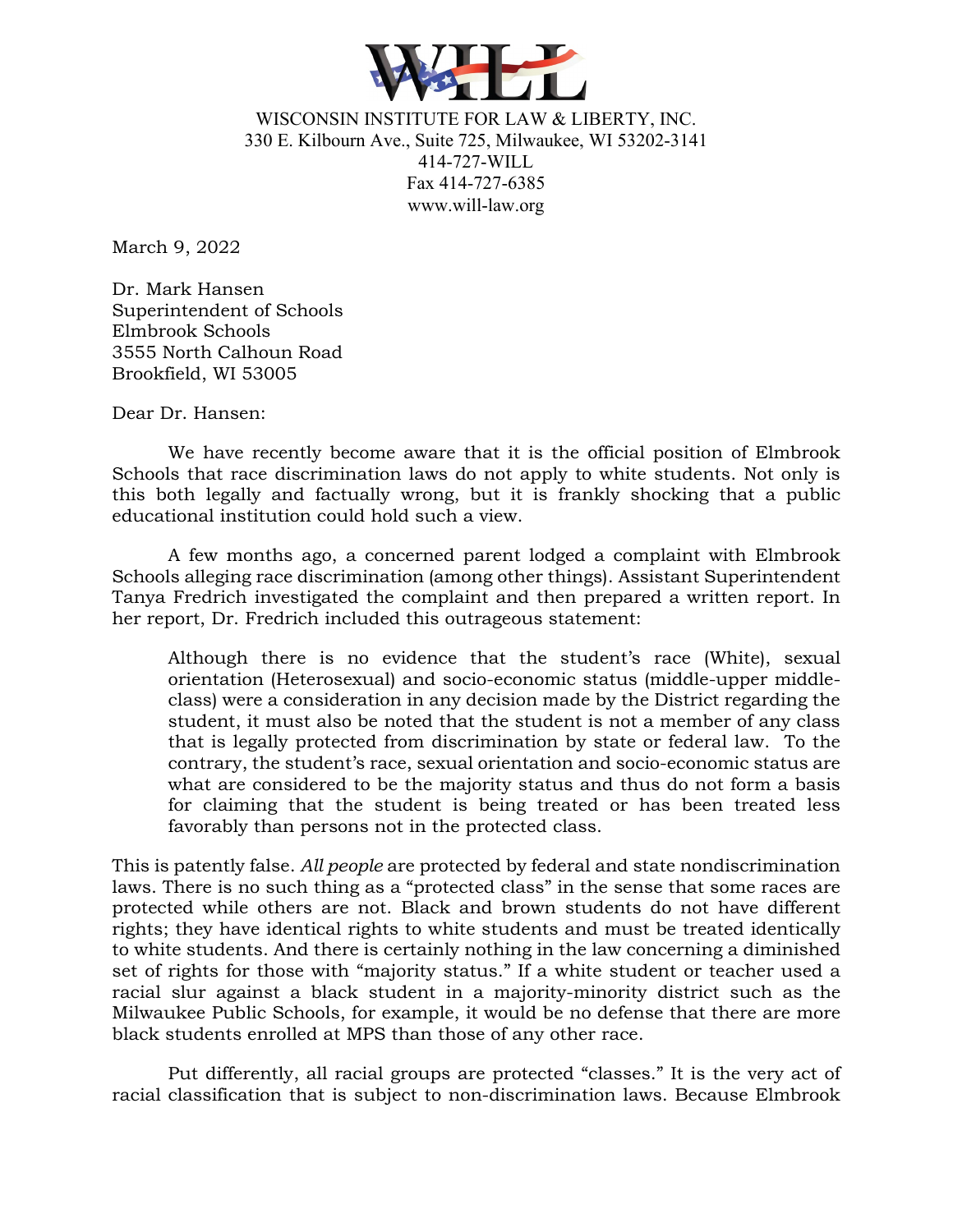WISCONSIN INSTITUTE FOR LAW & LIBERTY, INC.
330 E. Kilbourn Ave., Suite 725, Milwaukee, WI 53202-3141
414-727-WILL
Fax 414-727-6385
www.will-law.org

March 9, 2022

Dr. Mark Hansen
Superintendent of Schools
Elmbrook Schools
3555 North Calhoun Road
Brookfield, WI 53005

Dear Dr. Hansen:

We have recently become aware that it is the official position of Elmbrook Schools that race discrimination laws do not apply to white students. Not only is this both legally and factually wrong, but it is frankly shocking that a public educational institution could hold such a view.

A few months ago, a concerned parent lodged a complaint with Elmbrook Schools alleging race discrimination (among other things). Assistant Superintendent Tanya Fredrich investigated the complaint and then prepared a written report. In her report, Dr. Fredrich included this outrageous statement:

> Although there is no evidence that the student's race (White), sexual orientation (Heterosexual) and socio-economic status (middle-upper middle-class) were a consideration in any decision made by the District regarding the student, it must also be noted that the student is not a member of any class that is legally protected from discrimination by state or federal law. To the contrary, the student's race, sexual orientation and socio-economic status are what are considered to be the majority status and thus do not form a basis for claiming that the student is being treated or has been treated less favorably than persons not in the protected class.

This is patently false. *All people* are protected by federal and state nondiscrimination laws. There is no such thing as a "protected class" in the sense that some races are protected while others are not. Black and brown students do not have different rights; they have identical rights to white students and must be treated identically to white students. And there is certainly nothing in the law concerning a diminished set of rights for those with "majority status." If a white student or teacher used a racial slur against a black student in a majority-minority district such as the Milwaukee Public Schools, for example, it would be no defense that there are more black students enrolled at MPS than those of any other race.

Put differently, all racial groups are protected "classes." It is the very act of racial classification that is subject to non-discrimination laws. Because Elmbrook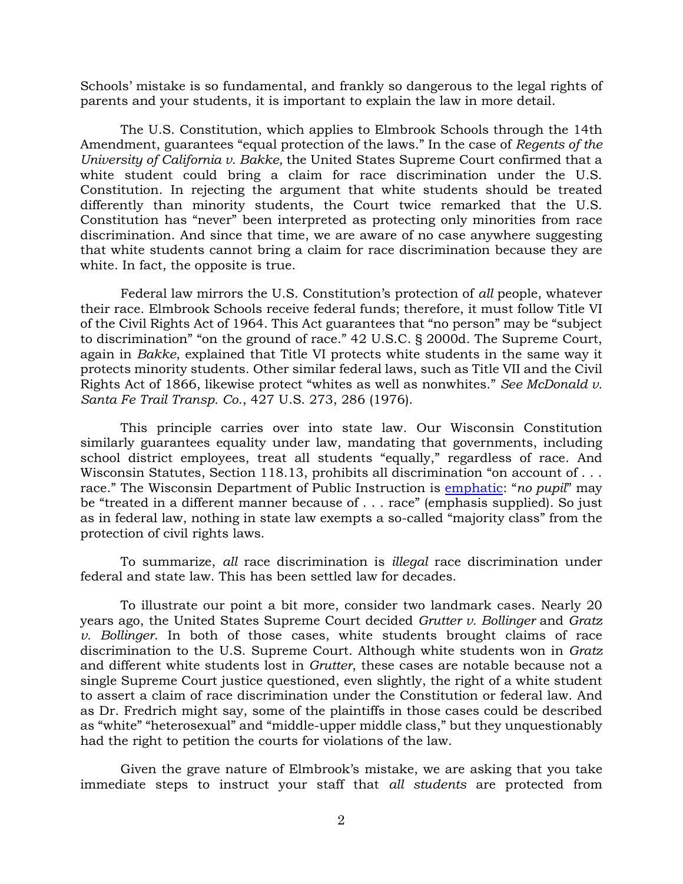Schools' mistake is so fundamental, and frankly so dangerous to the legal rights of parents and your students, it is important to explain the law in more detail.

The U.S. Constitution, which applies to Elmbrook Schools through the 14th Amendment, guarantees "equal protection of the laws." In the case of *Regents of the University of California v. Bakke,* the United States Supreme Court confirmed that a white student could bring a claim for race discrimination under the U.S. Constitution. In rejecting the argument that white students should be treated differently than minority students, the Court twice remarked that the U.S. Constitution has "never" been interpreted as protecting only minorities from race discrimination. And since that time, we are aware of no case anywhere suggesting that white students cannot bring a claim for race discrimination because they are white. In fact, the opposite is true.

Federal law mirrors the U.S. Constitution's protection of *all* people, whatever their race. Elmbrook Schools receive federal funds; therefore, it must follow Title VI of the Civil Rights Act of 1964. This Act guarantees that "no person" may be "subject to discrimination" "on the ground of race." 42 U.S.C. § 2000d. The Supreme Court, again in *Bakke*, explained that Title VI protects white students in the same way it protects minority students. Other similar federal laws, such as Title VII and the Civil Rights Act of 1866, likewise protect "whites as well as nonwhites." *See McDonald v. Santa Fe Trail Transp. Co.*, 427 U.S. 273, 286 (1976).

This principle carries over into state law. Our Wisconsin Constitution similarly guarantees equality under law, mandating that governments, including school district employees, treat all students "equally," regardless of race. And Wisconsin Statutes, Section 118.13, prohibits all discrimination "on account of . . . race." The Wisconsin Department of Public Instruction is emphatic: "*no pupil*" may be "treated in a different manner because of . . . race" (emphasis supplied). So just as in federal law, nothing in state law exempts a so-called "majority class" from the protection of civil rights laws.

To summarize, *all* race discrimination is *illegal* race discrimination under federal and state law. This has been settled law for decades.

To illustrate our point a bit more, consider two landmark cases. Nearly 20 years ago, the United States Supreme Court decided *Grutter v. Bollinger* and *Gratz v. Bollinger*. In both of those cases, white students brought claims of race discrimination to the U.S. Supreme Court. Although white students won in *Gratz* and different white students lost in *Grutter*, these cases are notable because not a single Supreme Court justice questioned, even slightly, the right of a white student to assert a claim of race discrimination under the Constitution or federal law. And as Dr. Fredrich might say, some of the plaintiffs in those cases could be described as "white" "heterosexual" and "middle-upper middle class," but they unquestionably had the right to petition the courts for violations of the law.

Given the grave nature of Elmbrook's mistake, we are asking that you take immediate steps to instruct your staff that *all students* are protected from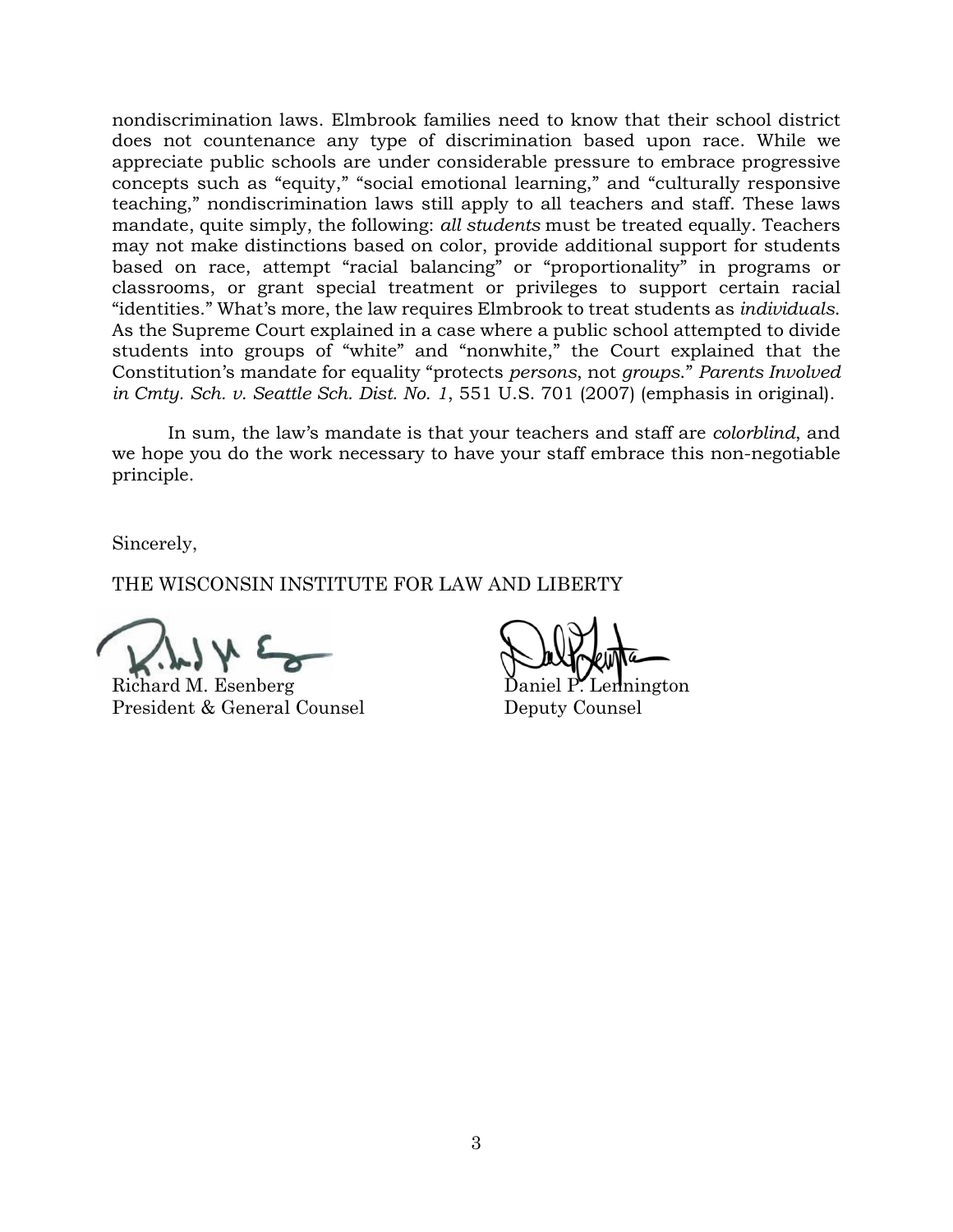nondiscrimination laws. Elmbrook families need to know that their school district does not countenance any type of discrimination based upon race. While we appreciate public schools are under considerable pressure to embrace progressive concepts such as "equity," "social emotional learning," and "culturally responsive teaching," nondiscrimination laws still apply to all teachers and staff. These laws mandate, quite simply, the following: *all students* must be treated equally. Teachers may not make distinctions based on color, provide additional support for students based on race, attempt "racial balancing" or "proportionality" in programs or classrooms, or grant special treatment or privileges to support certain racial "identities." What's more, the law requires Elmbrook to treat students as *individuals*. As the Supreme Court explained in a case where a public school attempted to divide students into groups of "white" and "nonwhite," the Court explained that the Constitution's mandate for equality "protects *persons*, not *groups*." *Parents Involved in Cmty. Sch. v. Seattle Sch. Dist. No. 1*, 551 U.S. 701 (2007) (emphasis in original).

In sum, the law's mandate is that your teachers and staff are *colorblind*, and we hope you do the work necessary to have your staff embrace this non-negotiable principle.

Sincerely,

THE WISCONSIN INSTITUTE FOR LAW AND LIBERTY

Richard M. Esenberg
President & General Counsel

Daniel P. Lennington
Deputy Counsel